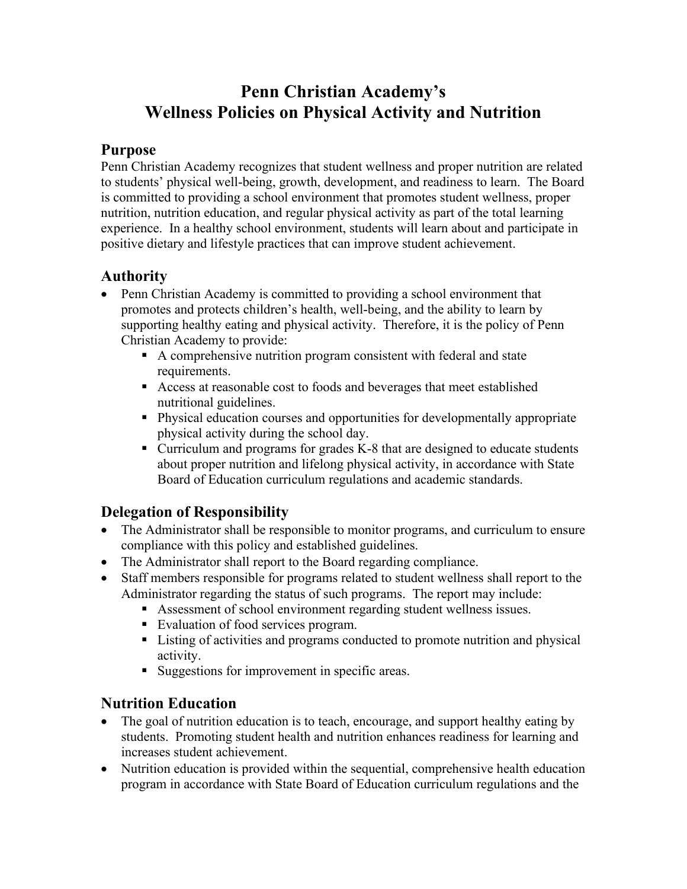# Penn Christian Academy's
# Wellness Policies on Physical Activity and Nutrition

## Purpose

Penn Christian Academy recognizes that student wellness and proper nutrition are related to students' physical well-being, growth, development, and readiness to learn. The Board is committed to providing a school environment that promotes student wellness, proper nutrition, nutrition education, and regular physical activity as part of the total learning experience. In a healthy school environment, students will learn about and participate in positive dietary and lifestyle practices that can improve student achievement.

## Authority

- Penn Christian Academy is committed to providing a school environment that promotes and protects children's health, well-being, and the ability to learn by supporting healthy eating and physical activity. Therefore, it is the policy of Penn Christian Academy to provide:
  - A comprehensive nutrition program consistent with federal and state requirements.
  - Access at reasonable cost to foods and beverages that meet established nutritional guidelines.
  - Physical education courses and opportunities for developmentally appropriate physical activity during the school day.
  - Curriculum and programs for grades K-8 that are designed to educate students about proper nutrition and lifelong physical activity, in accordance with State Board of Education curriculum regulations and academic standards.

## Delegation of Responsibility

- The Administrator shall be responsible to monitor programs, and curriculum to ensure compliance with this policy and established guidelines.
- The Administrator shall report to the Board regarding compliance.
- Staff members responsible for programs related to student wellness shall report to the Administrator regarding the status of such programs. The report may include:
  - Assessment of school environment regarding student wellness issues.
  - Evaluation of food services program.
  - Listing of activities and programs conducted to promote nutrition and physical activity.
  - Suggestions for improvement in specific areas.

## Nutrition Education

- The goal of nutrition education is to teach, encourage, and support healthy eating by students. Promoting student health and nutrition enhances readiness for learning and increases student achievement.
- Nutrition education is provided within the sequential, comprehensive health education program in accordance with State Board of Education curriculum regulations and the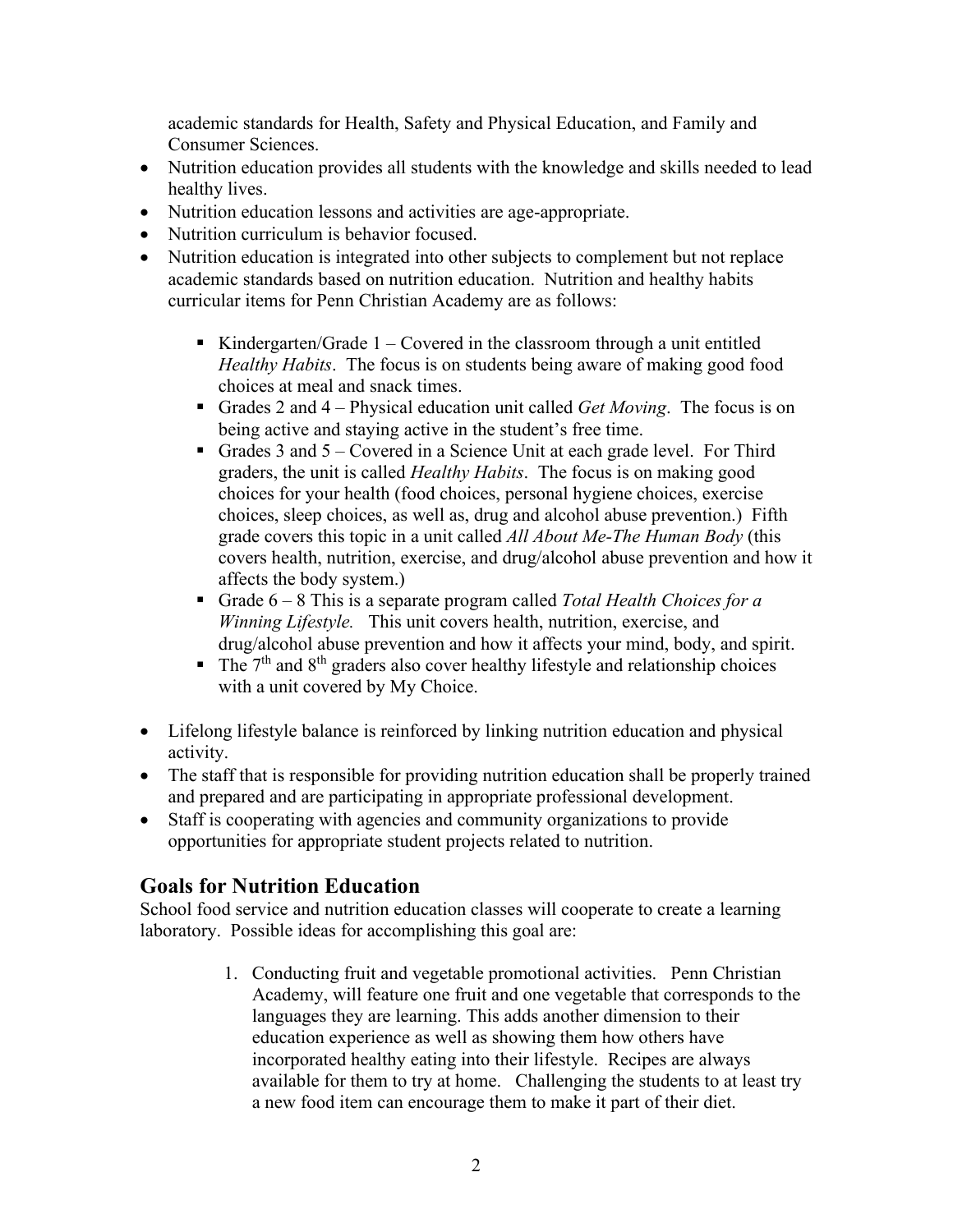academic standards for Health, Safety and Physical Education, and Family and Consumer Sciences.

- Nutrition education provides all students with the knowledge and skills needed to lead healthy lives.
- Nutrition education lessons and activities are age-appropriate.
- Nutrition curriculum is behavior focused.
- Nutrition education is integrated into other subjects to complement but not replace academic standards based on nutrition education. Nutrition and healthy habits curricular items for Penn Christian Academy are as follows:
    - Kindergarten/Grade 1 – Covered in the classroom through a unit entitled *Healthy Habits*. The focus is on students being aware of making good food choices at meal and snack times.
    - Grades 2 and 4 – Physical education unit called *Get Moving*. The focus is on being active and staying active in the student's free time.
    - Grades 3 and 5 – Covered in a Science Unit at each grade level. For Third graders, the unit is called *Healthy Habits*. The focus is on making good choices for your health (food choices, personal hygiene choices, exercise choices, sleep choices, as well as, drug and alcohol abuse prevention.) Fifth grade covers this topic in a unit called *All About Me-The Human Body* (this covers health, nutrition, exercise, and drug/alcohol abuse prevention and how it affects the body system.)
    - Grade 6 – 8 This is a separate program called *Total Health Choices for a Winning Lifestyle.* This unit covers health, nutrition, exercise, and drug/alcohol abuse prevention and how it affects your mind, body, and spirit.
    - The 7th and 8th graders also cover healthy lifestyle and relationship choices with a unit covered by My Choice.
- Lifelong lifestyle balance is reinforced by linking nutrition education and physical activity.
- The staff that is responsible for providing nutrition education shall be properly trained and prepared and are participating in appropriate professional development.
- Staff is cooperating with agencies and community organizations to provide opportunities for appropriate student projects related to nutrition.

## Goals for Nutrition Education

School food service and nutrition education classes will cooperate to create a learning laboratory. Possible ideas for accomplishing this goal are:

1. Conducting fruit and vegetable promotional activities. Penn Christian Academy, will feature one fruit and one vegetable that corresponds to the languages they are learning. This adds another dimension to their education experience as well as showing them how others have incorporated healthy eating into their lifestyle. Recipes are always available for them to try at home. Challenging the students to at least try a new food item can encourage them to make it part of their diet.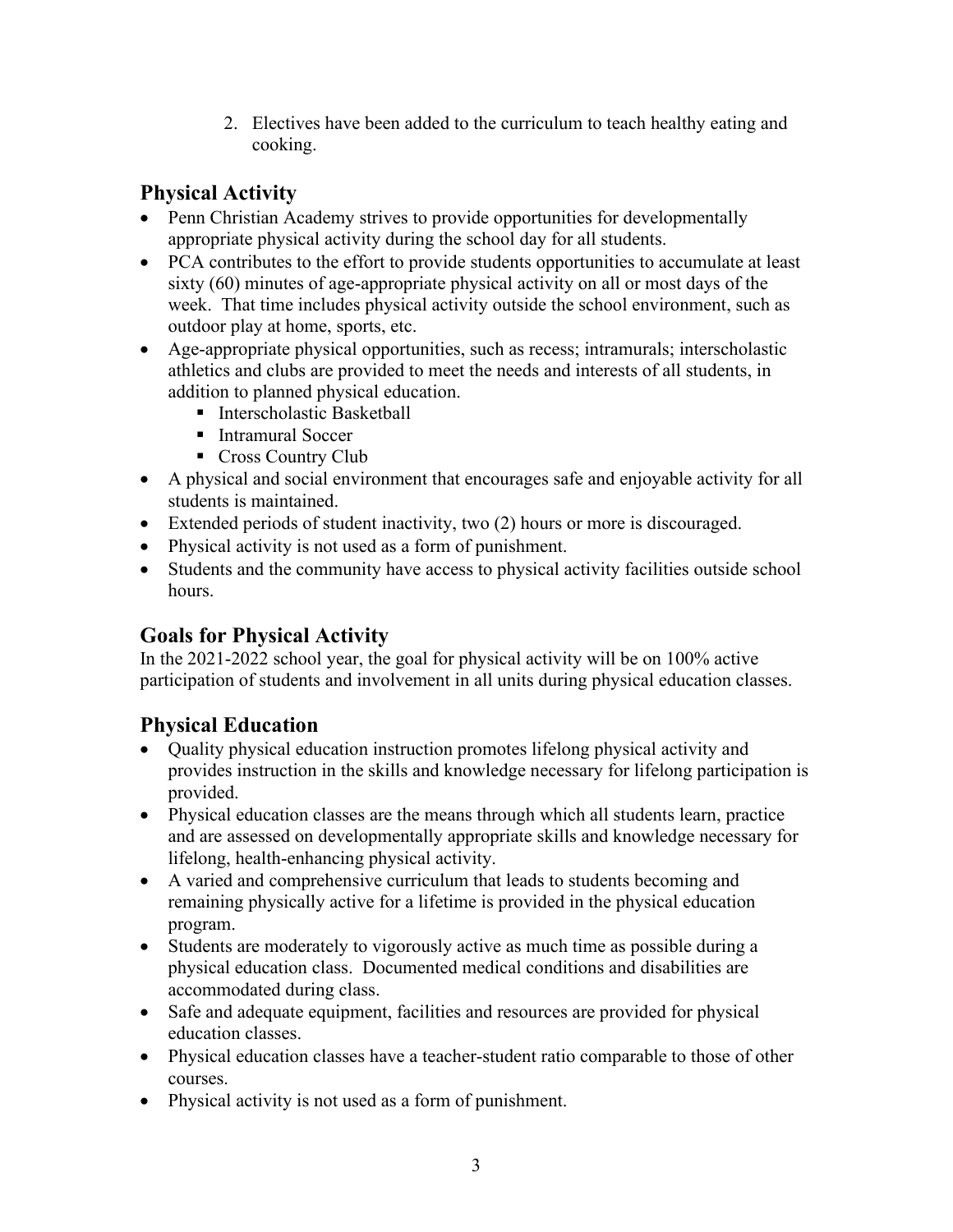2. Electives have been added to the curriculum to teach healthy eating and cooking.

## Physical Activity

- Penn Christian Academy strives to provide opportunities for developmentally appropriate physical activity during the school day for all students.
- PCA contributes to the effort to provide students opportunities to accumulate at least sixty (60) minutes of age-appropriate physical activity on all or most days of the week. That time includes physical activity outside the school environment, such as outdoor play at home, sports, etc.
- Age-appropriate physical opportunities, such as recess; intramurals; interscholastic athletics and clubs are provided to meet the needs and interests of all students, in addition to planned physical education.
  - Interscholastic Basketball
  - Intramural Soccer
  - Cross Country Club
- A physical and social environment that encourages safe and enjoyable activity for all students is maintained.
- Extended periods of student inactivity, two (2) hours or more is discouraged.
- Physical activity is not used as a form of punishment.
- Students and the community have access to physical activity facilities outside school hours.

## Goals for Physical Activity

In the 2021-2022 school year, the goal for physical activity will be on 100% active participation of students and involvement in all units during physical education classes.

## Physical Education

- Quality physical education instruction promotes lifelong physical activity and provides instruction in the skills and knowledge necessary for lifelong participation is provided.
- Physical education classes are the means through which all students learn, practice and are assessed on developmentally appropriate skills and knowledge necessary for lifelong, health-enhancing physical activity.
- A varied and comprehensive curriculum that leads to students becoming and remaining physically active for a lifetime is provided in the physical education program.
- Students are moderately to vigorously active as much time as possible during a physical education class. Documented medical conditions and disabilities are accommodated during class.
- Safe and adequate equipment, facilities and resources are provided for physical education classes.
- Physical education classes have a teacher-student ratio comparable to those of other courses.
- Physical activity is not used as a form of punishment.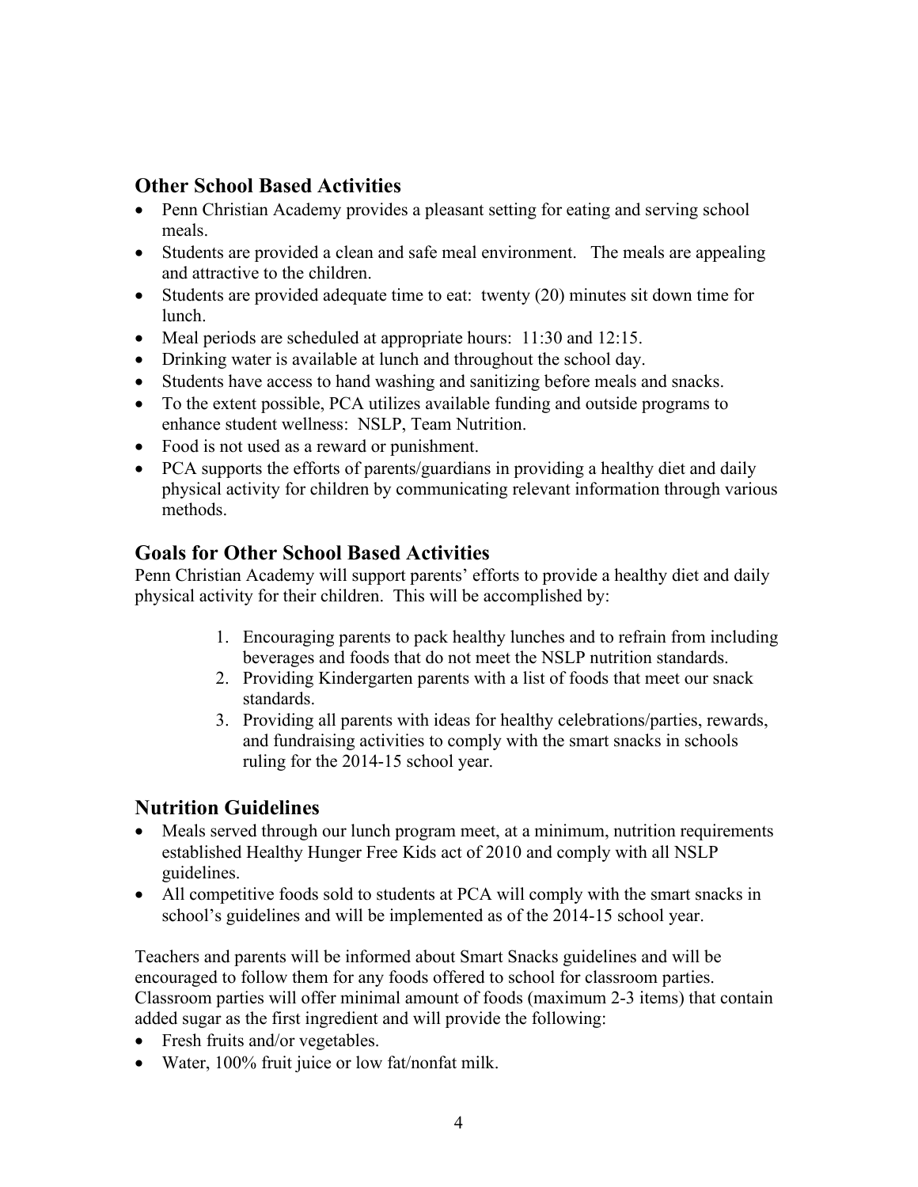## Other School Based Activities

- Penn Christian Academy provides a pleasant setting for eating and serving school meals.
- Students are provided a clean and safe meal environment. The meals are appealing and attractive to the children.
- Students are provided adequate time to eat: twenty (20) minutes sit down time for lunch.
- Meal periods are scheduled at appropriate hours: 11:30 and 12:15.
- Drinking water is available at lunch and throughout the school day.
- Students have access to hand washing and sanitizing before meals and snacks.
- To the extent possible, PCA utilizes available funding and outside programs to enhance student wellness: NSLP, Team Nutrition.
- Food is not used as a reward or punishment.
- PCA supports the efforts of parents/guardians in providing a healthy diet and daily physical activity for children by communicating relevant information through various methods.

## Goals for Other School Based Activities

Penn Christian Academy will support parents' efforts to provide a healthy diet and daily physical activity for their children. This will be accomplished by:

1. Encouraging parents to pack healthy lunches and to refrain from including beverages and foods that do not meet the NSLP nutrition standards.
2. Providing Kindergarten parents with a list of foods that meet our snack standards.
3. Providing all parents with ideas for healthy celebrations/parties, rewards, and fundraising activities to comply with the smart snacks in schools ruling for the 2014-15 school year.

## Nutrition Guidelines

- Meals served through our lunch program meet, at a minimum, nutrition requirements established Healthy Hunger Free Kids act of 2010 and comply with all NSLP guidelines.
- All competitive foods sold to students at PCA will comply with the smart snacks in school's guidelines and will be implemented as of the 2014-15 school year.

Teachers and parents will be informed about Smart Snacks guidelines and will be encouraged to follow them for any foods offered to school for classroom parties. Classroom parties will offer minimal amount of foods (maximum 2-3 items) that contain added sugar as the first ingredient and will provide the following:

- Fresh fruits and/or vegetables.
- Water, 100% fruit juice or low fat/nonfat milk.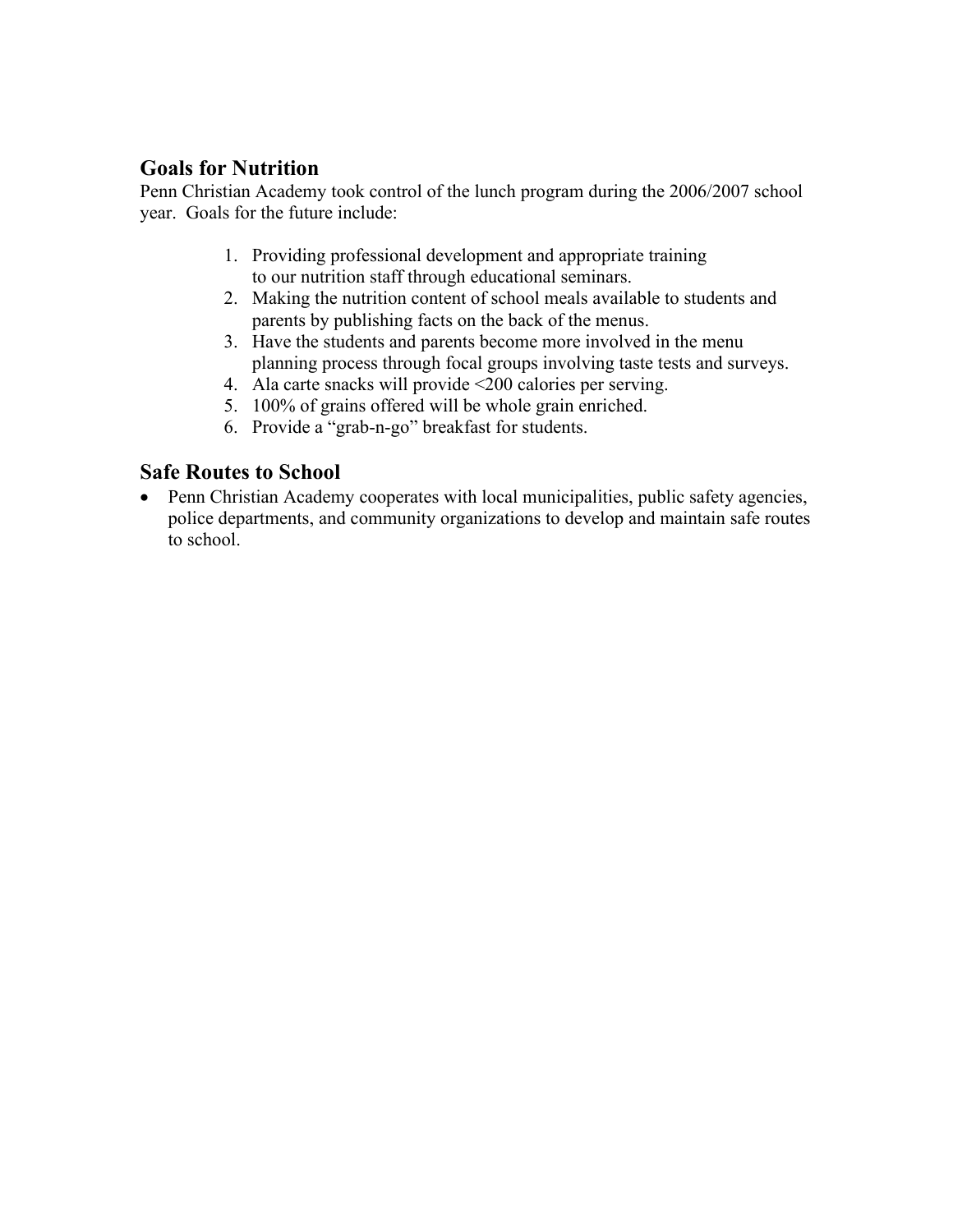## Goals for Nutrition

Penn Christian Academy took control of the lunch program during the 2006/2007 school year. Goals for the future include:

1. Providing professional development and appropriate training to our nutrition staff through educational seminars.
2. Making the nutrition content of school meals available to students and parents by publishing facts on the back of the menus.
3. Have the students and parents become more involved in the menu planning process through focal groups involving taste tests and surveys.
4. Ala carte snacks will provide <200 calories per serving.
5. 100% of grains offered will be whole grain enriched.
6. Provide a "grab-n-go" breakfast for students.

## Safe Routes to School

- Penn Christian Academy cooperates with local municipalities, public safety agencies, police departments, and community organizations to develop and maintain safe routes to school.